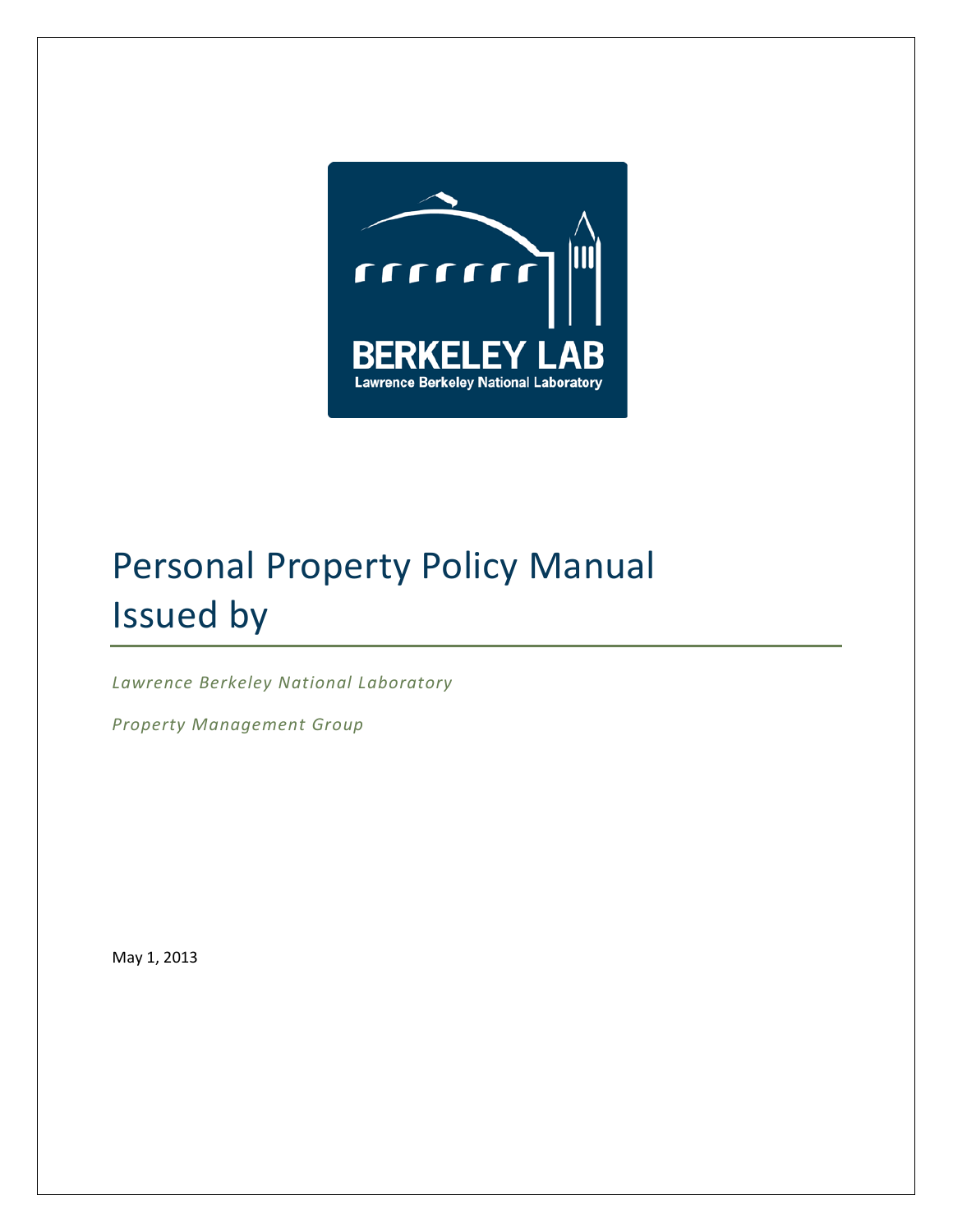# Personal Property Policy Manual Issued by

*Lawrence Berkeley National Laboratory*

*Property Management Group*

May 1, 2013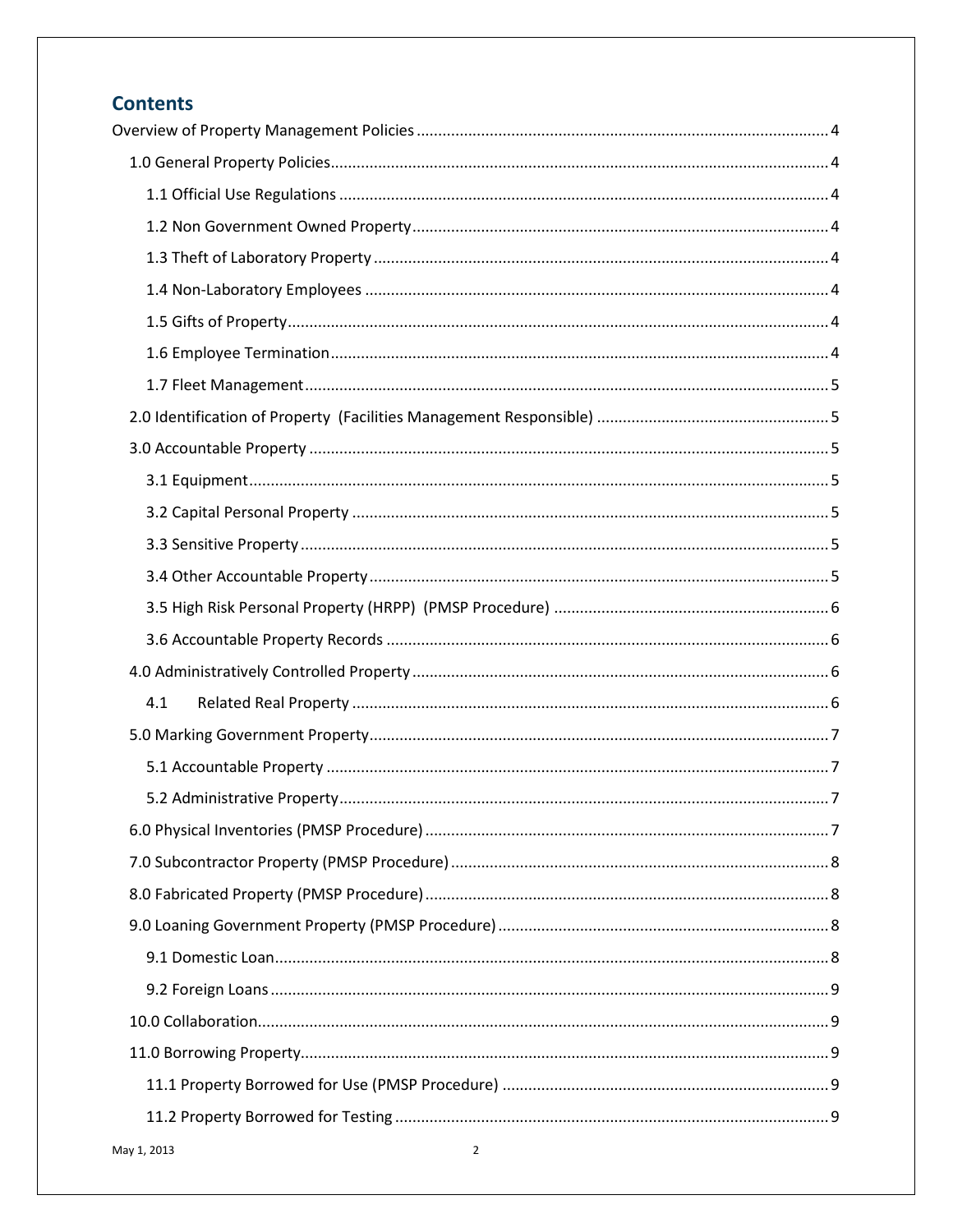## Contents

Overview of Property Management Policies ... 4

- 1.0 General Property Policies ... 4
  - 1.1 Official Use Regulations ... 4
  - 1.2 Non Government Owned Property ... 4
  - 1.3 Theft of Laboratory Property ... 4
  - 1.4 Non-Laboratory Employees ... 4
  - 1.5 Gifts of Property ... 4
  - 1.6 Employee Termination ... 4
  - 1.7 Fleet Management ... 5
- 2.0 Identification of Property (Facilities Management Responsible) ... 5
- 3.0 Accountable Property ... 5
  - 3.1 Equipment ... 5
  - 3.2 Capital Personal Property ... 5
  - 3.3 Sensitive Property ... 5
  - 3.4 Other Accountable Property ... 5
  - 3.5 High Risk Personal Property (HRPP) (PMSP Procedure) ... 6
  - 3.6 Accountable Property Records ... 6
- 4.0 Administratively Controlled Property ... 6
  - 4.1 Related Real Property ... 6
- 5.0 Marking Government Property ... 7
  - 5.1 Accountable Property ... 7
  - 5.2 Administrative Property ... 7
- 6.0 Physical Inventories (PMSP Procedure) ... 7
- 7.0 Subcontractor Property (PMSP Procedure) ... 8
- 8.0 Fabricated Property (PMSP Procedure) ... 8
- 9.0 Loaning Government Property (PMSP Procedure) ... 8
  - 9.1 Domestic Loan ... 8
  - 9.2 Foreign Loans ... 9
- 10.0 Collaboration ... 9
- 11.0 Borrowing Property ... 9
  - 11.1 Property Borrowed for Use (PMSP Procedure) ... 9
  - 11.2 Property Borrowed for Testing ... 9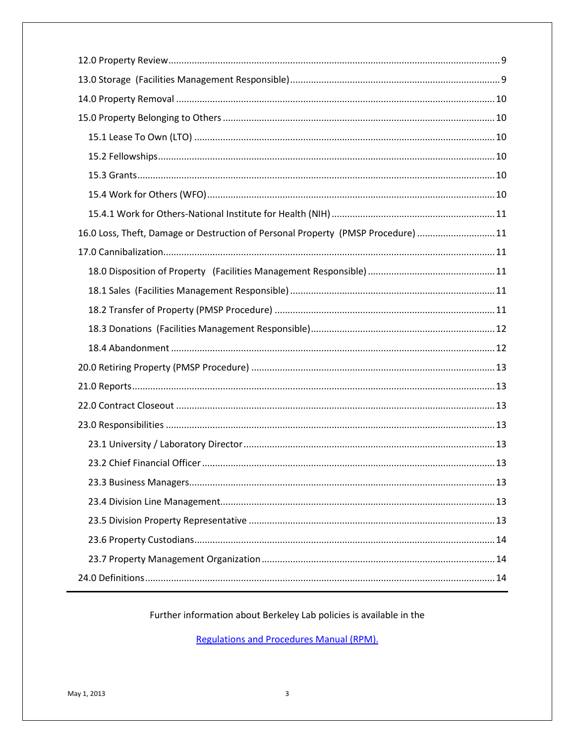12.0 Property Review ... 9

13.0 Storage (Facilities Management Responsible) ... 9

14.0 Property Removal ... 10

15.0 Property Belonging to Others ... 10

- 15.1 Lease To Own (LTO) ... 10
- 15.2 Fellowships ... 10
- 15.3 Grants ... 10
- 15.4 Work for Others (WFO) ... 10
- 15.4.1 Work for Others-National Institute for Health (NIH) ... 11

16.0 Loss, Theft, Damage or Destruction of Personal Property (PMSP Procedure) ... 11

17.0 Cannibalization ... 11

- 18.0 Disposition of Property (Facilities Management Responsible) ... 11
- 18.1 Sales (Facilities Management Responsible) ... 11
- 18.2 Transfer of Property (PMSP Procedure) ... 11
- 18.3 Donations (Facilities Management Responsible) ... 12
- 18.4 Abandonment ... 12

20.0 Retiring Property (PMSP Procedure) ... 13

21.0 Reports ... 13

22.0 Contract Closeout ... 13

23.0 Responsibilities ... 13

- 23.1 University / Laboratory Director ... 13
- 23.2 Chief Financial Officer ... 13
- 23.3 Business Managers ... 13
- 23.4 Division Line Management ... 13
- 23.5 Division Property Representative ... 13
- 23.6 Property Custodians ... 14
- 23.7 Property Management Organization ... 14

24.0 Definitions ... 14

---

Further information about Berkeley Lab policies is available in the

Regulations and Procedures Manual (RPM).

May 1, 2013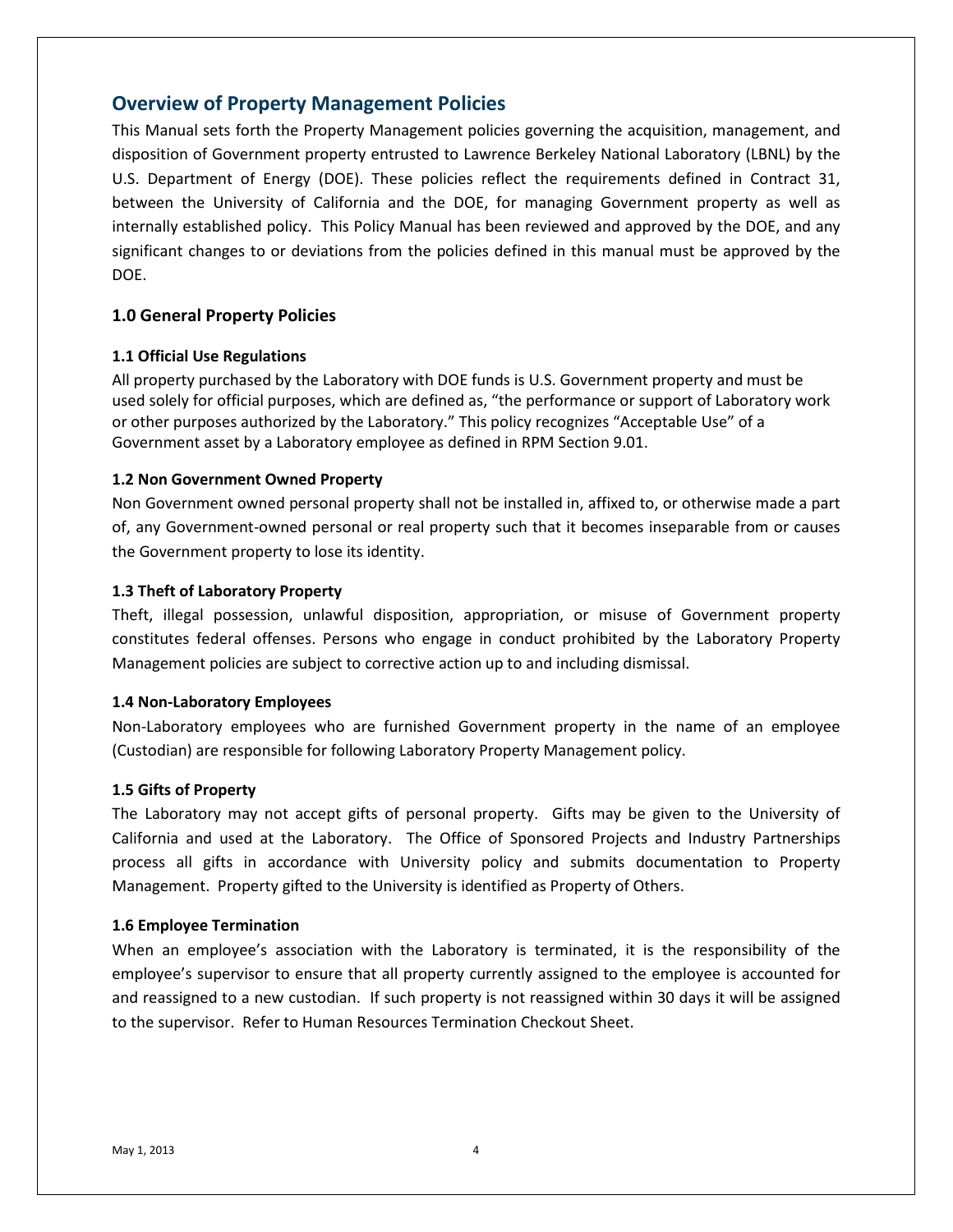## Overview of Property Management Policies

This Manual sets forth the Property Management policies governing the acquisition, management, and disposition of Government property entrusted to Lawrence Berkeley National Laboratory (LBNL) by the U.S. Department of Energy (DOE). These policies reflect the requirements defined in Contract 31, between the University of California and the DOE, for managing Government property as well as internally established policy. This Policy Manual has been reviewed and approved by the DOE, and any significant changes to or deviations from the policies defined in this manual must be approved by the DOE.

### 1.0 General Property Policies

#### 1.1 Official Use Regulations

All property purchased by the Laboratory with DOE funds is U.S. Government property and must be used solely for official purposes, which are defined as, "the performance or support of Laboratory work or other purposes authorized by the Laboratory." This policy recognizes "Acceptable Use" of a Government asset by a Laboratory employee as defined in RPM Section 9.01.

#### 1.2 Non Government Owned Property

Non Government owned personal property shall not be installed in, affixed to, or otherwise made a part of, any Government-owned personal or real property such that it becomes inseparable from or causes the Government property to lose its identity.

#### 1.3 Theft of Laboratory Property

Theft, illegal possession, unlawful disposition, appropriation, or misuse of Government property constitutes federal offenses. Persons who engage in conduct prohibited by the Laboratory Property Management policies are subject to corrective action up to and including dismissal.

#### 1.4 Non-Laboratory Employees

Non-Laboratory employees who are furnished Government property in the name of an employee (Custodian) are responsible for following Laboratory Property Management policy.

#### 1.5 Gifts of Property

The Laboratory may not accept gifts of personal property. Gifts may be given to the University of California and used at the Laboratory. The Office of Sponsored Projects and Industry Partnerships process all gifts in accordance with University policy and submits documentation to Property Management. Property gifted to the University is identified as Property of Others.

#### 1.6 Employee Termination

When an employee's association with the Laboratory is terminated, it is the responsibility of the employee's supervisor to ensure that all property currently assigned to the employee is accounted for and reassigned to a new custodian. If such property is not reassigned within 30 days it will be assigned to the supervisor. Refer to Human Resources Termination Checkout Sheet.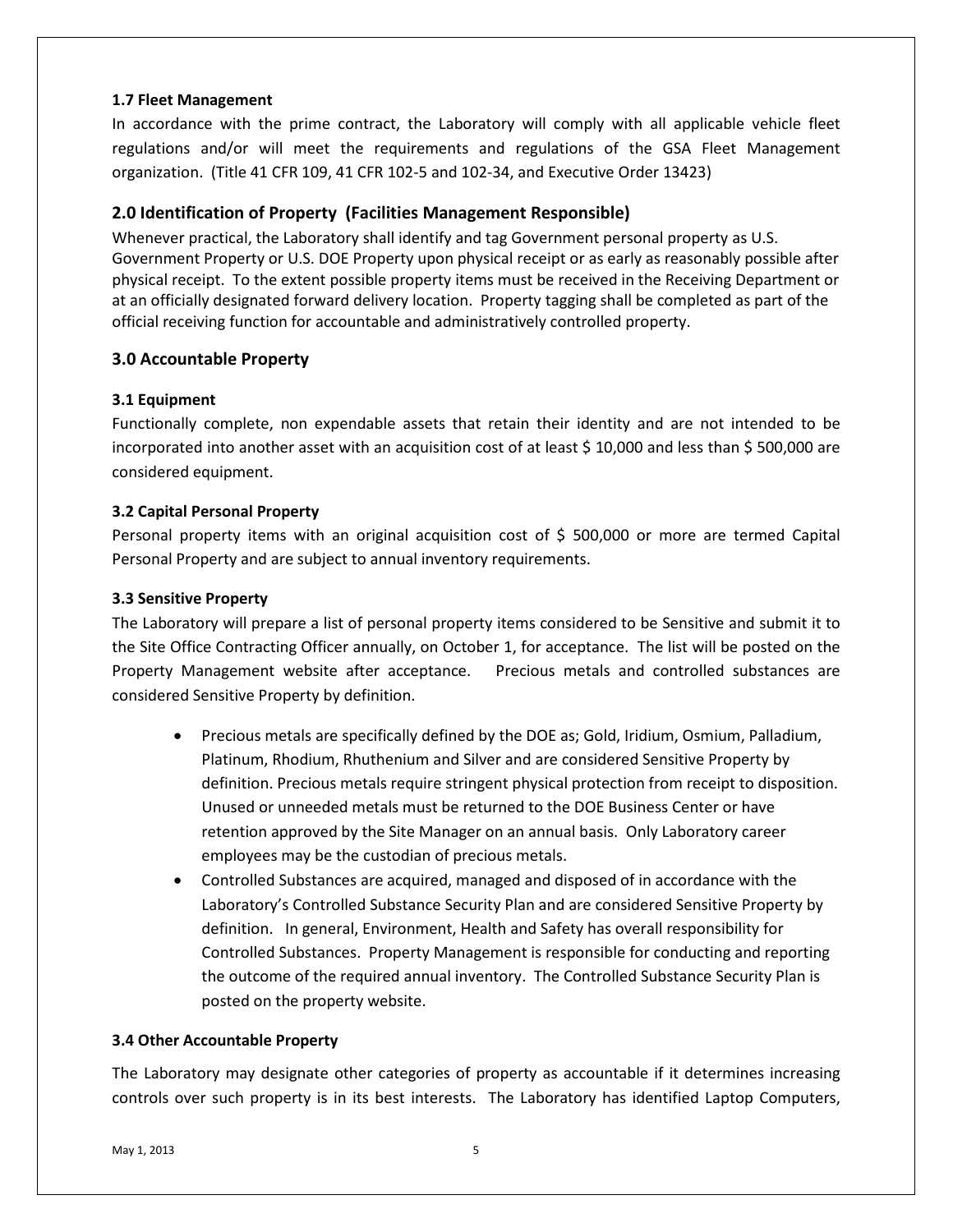### 1.7 Fleet Management

In accordance with the prime contract, the Laboratory will comply with all applicable vehicle fleet regulations and/or will meet the requirements and regulations of the GSA Fleet Management organization. (Title 41 CFR 109, 41 CFR 102-5 and 102-34, and Executive Order 13423)

## 2.0 Identification of Property (Facilities Management Responsible)

Whenever practical, the Laboratory shall identify and tag Government personal property as U.S. Government Property or U.S. DOE Property upon physical receipt or as early as reasonably possible after physical receipt. To the extent possible property items must be received in the Receiving Department or at an officially designated forward delivery location. Property tagging shall be completed as part of the official receiving function for accountable and administratively controlled property.

## 3.0 Accountable Property

### 3.1 Equipment

Functionally complete, non expendable assets that retain their identity and are not intended to be incorporated into another asset with an acquisition cost of at least $ 10,000 and less than $ 500,000 are considered equipment.

### 3.2 Capital Personal Property

Personal property items with an original acquisition cost of $ 500,000 or more are termed Capital Personal Property and are subject to annual inventory requirements.

### 3.3 Sensitive Property

The Laboratory will prepare a list of personal property items considered to be Sensitive and submit it to the Site Office Contracting Officer annually, on October 1, for acceptance. The list will be posted on the Property Management website after acceptance. Precious metals and controlled substances are considered Sensitive Property by definition.

- Precious metals are specifically defined by the DOE as; Gold, Iridium, Osmium, Palladium, Platinum, Rhodium, Rhuthenium and Silver and are considered Sensitive Property by definition. Precious metals require stringent physical protection from receipt to disposition. Unused or unneeded metals must be returned to the DOE Business Center or have retention approved by the Site Manager on an annual basis. Only Laboratory career employees may be the custodian of precious metals.
- Controlled Substances are acquired, managed and disposed of in accordance with the Laboratory's Controlled Substance Security Plan and are considered Sensitive Property by definition. In general, Environment, Health and Safety has overall responsibility for Controlled Substances. Property Management is responsible for conducting and reporting the outcome of the required annual inventory. The Controlled Substance Security Plan is posted on the property website.

### 3.4 Other Accountable Property

The Laboratory may designate other categories of property as accountable if it determines increasing controls over such property is in its best interests. The Laboratory has identified Laptop Computers,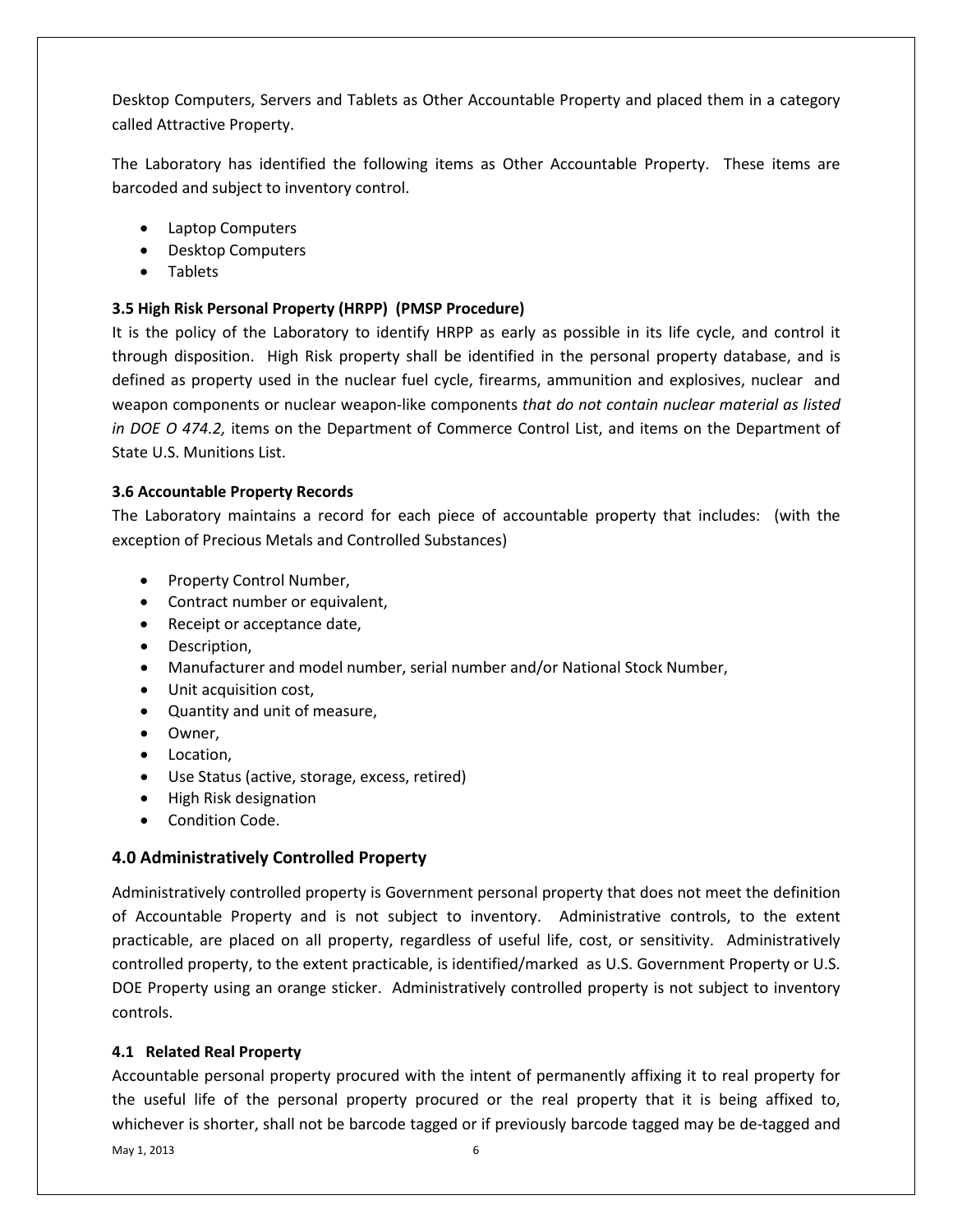Desktop Computers, Servers and Tablets as Other Accountable Property and placed them in a category called Attractive Property.

The Laboratory has identified the following items as Other Accountable Property. These items are barcoded and subject to inventory control.

- Laptop Computers
- Desktop Computers
- Tablets

### 3.5 High Risk Personal Property (HRPP) (PMSP Procedure)

It is the policy of the Laboratory to identify HRPP as early as possible in its life cycle, and control it through disposition. High Risk property shall be identified in the personal property database, and is defined as property used in the nuclear fuel cycle, firearms, ammunition and explosives, nuclear and weapon components or nuclear weapon-like components *that do not contain nuclear material as listed in DOE O 474.2,* items on the Department of Commerce Control List, and items on the Department of State U.S. Munitions List.

### 3.6 Accountable Property Records

The Laboratory maintains a record for each piece of accountable property that includes: (with the exception of Precious Metals and Controlled Substances)

- Property Control Number,
- Contract number or equivalent,
- Receipt or acceptance date,
- Description,
- Manufacturer and model number, serial number and/or National Stock Number,
- Unit acquisition cost,
- Quantity and unit of measure,
- Owner,
- Location,
- Use Status (active, storage, excess, retired)
- High Risk designation
- Condition Code.

## 4.0 Administratively Controlled Property

Administratively controlled property is Government personal property that does not meet the definition of Accountable Property and is not subject to inventory. Administrative controls, to the extent practicable, are placed on all property, regardless of useful life, cost, or sensitivity. Administratively controlled property, to the extent practicable, is identified/marked as U.S. Government Property or U.S. DOE Property using an orange sticker. Administratively controlled property is not subject to inventory controls.

### 4.1 Related Real Property

Accountable personal property procured with the intent of permanently affixing it to real property for the useful life of the personal property procured or the real property that it is being affixed to, whichever is shorter, shall not be barcode tagged or if previously barcode tagged may be de-tagged and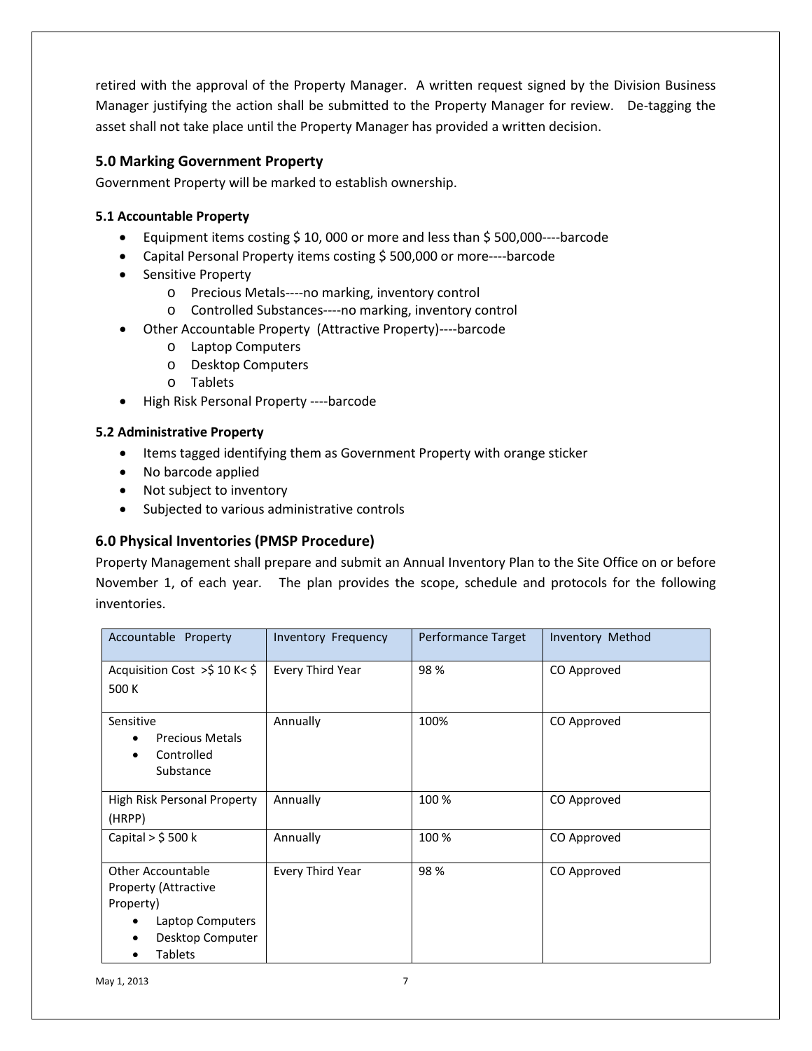retired with the approval of the Property Manager. A written request signed by the Division Business Manager justifying the action shall be submitted to the Property Manager for review. De-tagging the asset shall not take place until the Property Manager has provided a written decision.

## 5.0 Marking Government Property

Government Property will be marked to establish ownership.

### 5.1 Accountable Property

- Equipment items costing $ 10, 000 or more and less than $ 500,000----barcode
- Capital Personal Property items costing $ 500,000 or more----barcode
- Sensitive Property
  - Precious Metals----no marking, inventory control
  - Controlled Substances----no marking, inventory control
- Other Accountable Property (Attractive Property)----barcode
  - Laptop Computers
  - Desktop Computers
  - Tablets
- High Risk Personal Property ----barcode

### 5.2 Administrative Property

- Items tagged identifying them as Government Property with orange sticker
- No barcode applied
- Not subject to inventory
- Subjected to various administrative controls

## 6.0 Physical Inventories (PMSP Procedure)

Property Management shall prepare and submit an Annual Inventory Plan to the Site Office on or before November 1, of each year. The plan provides the scope, schedule and protocols for the following inventories.

| Accountable Property | Inventory Frequency | Performance Target | Inventory Method |
|---|---|---|---|
| Acquisition Cost >$ 10 K< $ 500 K | Every Third Year | 98 % | CO Approved |
| Sensitive<br>• Precious Metals<br>• Controlled Substance | Annually | 100% | CO Approved |
| High Risk Personal Property (HRPP) | Annually | 100 % | CO Approved |
| Capital > $ 500 k | Annually | 100 % | CO Approved |
| Other Accountable Property (Attractive Property)<br>• Laptop Computers<br>• Desktop Computer<br>• Tablets | Every Third Year | 98 % | CO Approved |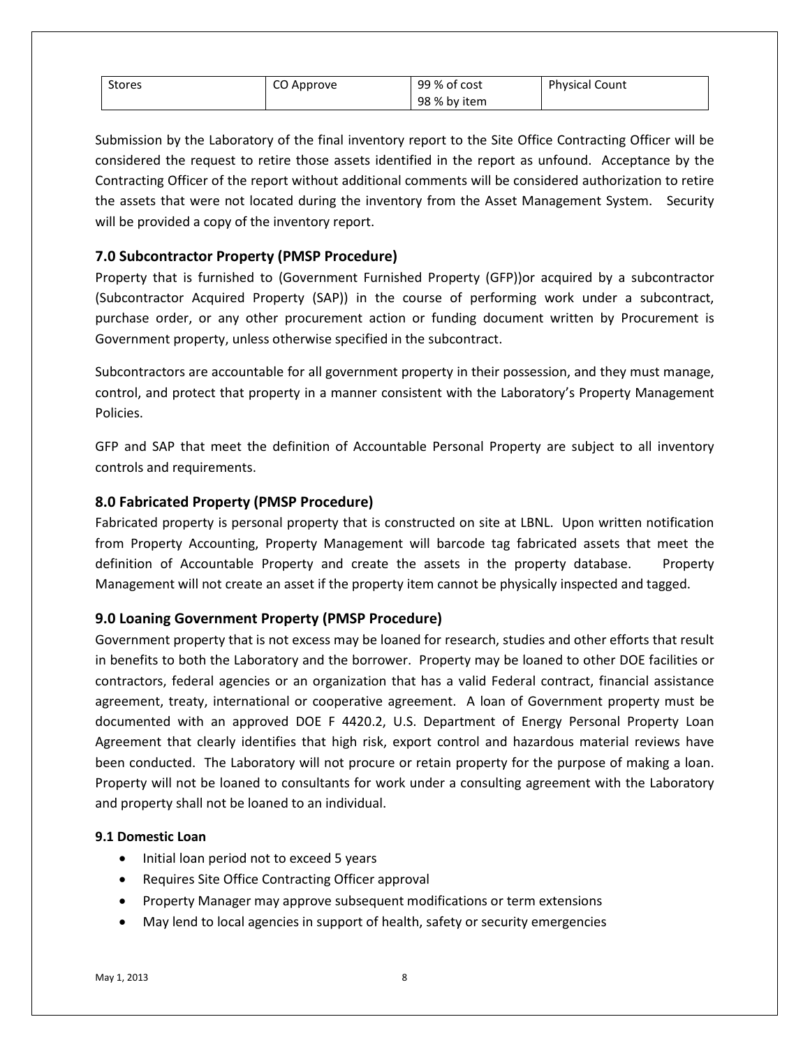| Stores | CO Approve | 99 % of cost<br>98 % by item | Physical Count |
|---|---|---|---|

Submission by the Laboratory of the final inventory report to the Site Office Contracting Officer will be considered the request to retire those assets identified in the report as unfound. Acceptance by the Contracting Officer of the report without additional comments will be considered authorization to retire the assets that were not located during the inventory from the Asset Management System. Security will be provided a copy of the inventory report.

## 7.0 Subcontractor Property (PMSP Procedure)

Property that is furnished to (Government Furnished Property (GFP))or acquired by a subcontractor (Subcontractor Acquired Property (SAP)) in the course of performing work under a subcontract, purchase order, or any other procurement action or funding document written by Procurement is Government property, unless otherwise specified in the subcontract.

Subcontractors are accountable for all government property in their possession, and they must manage, control, and protect that property in a manner consistent with the Laboratory's Property Management Policies.

GFP and SAP that meet the definition of Accountable Personal Property are subject to all inventory controls and requirements.

## 8.0 Fabricated Property (PMSP Procedure)

Fabricated property is personal property that is constructed on site at LBNL. Upon written notification from Property Accounting, Property Management will barcode tag fabricated assets that meet the definition of Accountable Property and create the assets in the property database. Property Management will not create an asset if the property item cannot be physically inspected and tagged.

## 9.0 Loaning Government Property (PMSP Procedure)

Government property that is not excess may be loaned for research, studies and other efforts that result in benefits to both the Laboratory and the borrower. Property may be loaned to other DOE facilities or contractors, federal agencies or an organization that has a valid Federal contract, financial assistance agreement, treaty, international or cooperative agreement. A loan of Government property must be documented with an approved DOE F 4420.2, U.S. Department of Energy Personal Property Loan Agreement that clearly identifies that high risk, export control and hazardous material reviews have been conducted. The Laboratory will not procure or retain property for the purpose of making a loan. Property will not be loaned to consultants for work under a consulting agreement with the Laboratory and property shall not be loaned to an individual.

### 9.1 Domestic Loan

- Initial loan period not to exceed 5 years
- Requires Site Office Contracting Officer approval
- Property Manager may approve subsequent modifications or term extensions
- May lend to local agencies in support of health, safety or security emergencies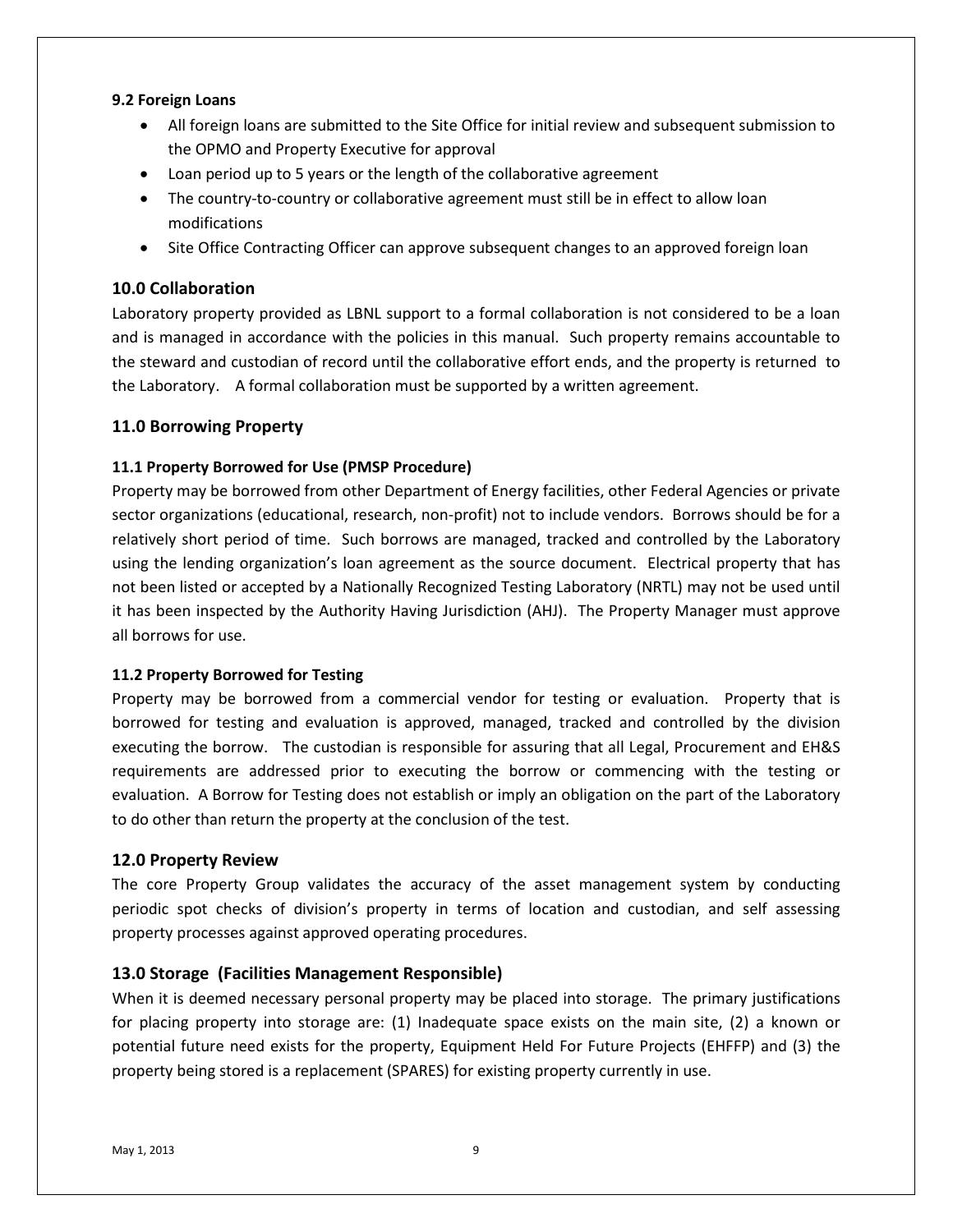### 9.2 Foreign Loans

- All foreign loans are submitted to the Site Office for initial review and subsequent submission to the OPMO and Property Executive for approval
- Loan period up to 5 years or the length of the collaborative agreement
- The country-to-country or collaborative agreement must still be in effect to allow loan modifications
- Site Office Contracting Officer can approve subsequent changes to an approved foreign loan

## 10.0 Collaboration

Laboratory property provided as LBNL support to a formal collaboration is not considered to be a loan and is managed in accordance with the policies in this manual. Such property remains accountable to the steward and custodian of record until the collaborative effort ends, and the property is returned to the Laboratory. A formal collaboration must be supported by a written agreement.

## 11.0 Borrowing Property

### 11.1 Property Borrowed for Use (PMSP Procedure)

Property may be borrowed from other Department of Energy facilities, other Federal Agencies or private sector organizations (educational, research, non-profit) not to include vendors. Borrows should be for a relatively short period of time. Such borrows are managed, tracked and controlled by the Laboratory using the lending organization's loan agreement as the source document. Electrical property that has not been listed or accepted by a Nationally Recognized Testing Laboratory (NRTL) may not be used until it has been inspected by the Authority Having Jurisdiction (AHJ). The Property Manager must approve all borrows for use.

### 11.2 Property Borrowed for Testing

Property may be borrowed from a commercial vendor for testing or evaluation. Property that is borrowed for testing and evaluation is approved, managed, tracked and controlled by the division executing the borrow. The custodian is responsible for assuring that all Legal, Procurement and EH&S requirements are addressed prior to executing the borrow or commencing with the testing or evaluation. A Borrow for Testing does not establish or imply an obligation on the part of the Laboratory to do other than return the property at the conclusion of the test.

## 12.0 Property Review

The core Property Group validates the accuracy of the asset management system by conducting periodic spot checks of division's property in terms of location and custodian, and self assessing property processes against approved operating procedures.

## 13.0 Storage (Facilities Management Responsible)

When it is deemed necessary personal property may be placed into storage. The primary justifications for placing property into storage are: (1) Inadequate space exists on the main site, (2) a known or potential future need exists for the property, Equipment Held For Future Projects (EHFFP) and (3) the property being stored is a replacement (SPARES) for existing property currently in use.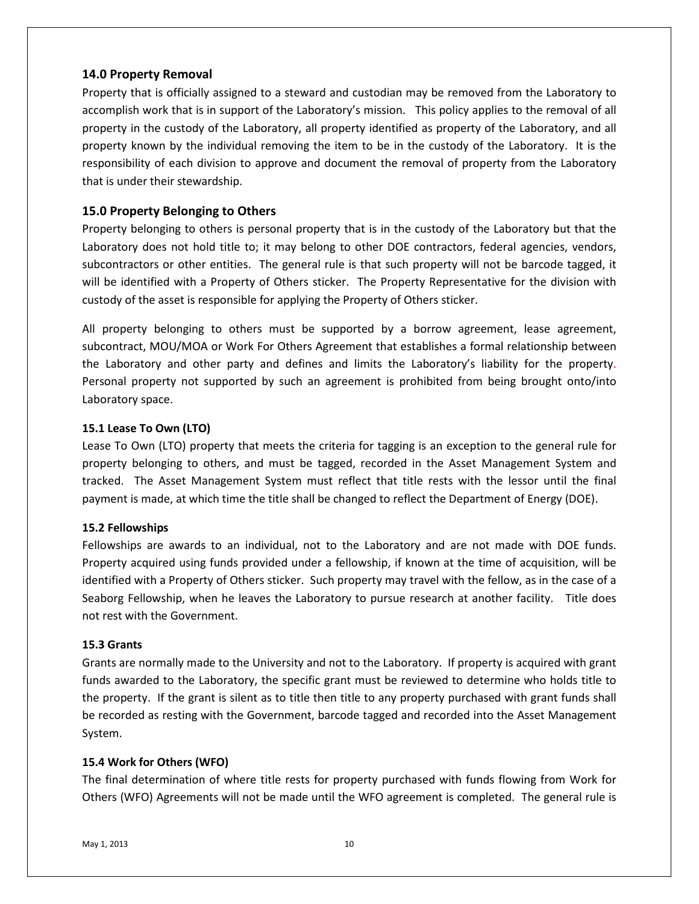## 14.0 Property Removal

Property that is officially assigned to a steward and custodian may be removed from the Laboratory to accomplish work that is in support of the Laboratory's mission. This policy applies to the removal of all property in the custody of the Laboratory, all property identified as property of the Laboratory, and all property known by the individual removing the item to be in the custody of the Laboratory. It is the responsibility of each division to approve and document the removal of property from the Laboratory that is under their stewardship.

## 15.0 Property Belonging to Others

Property belonging to others is personal property that is in the custody of the Laboratory but that the Laboratory does not hold title to; it may belong to other DOE contractors, federal agencies, vendors, subcontractors or other entities. The general rule is that such property will not be barcode tagged, it will be identified with a Property of Others sticker. The Property Representative for the division with custody of the asset is responsible for applying the Property of Others sticker.

All property belonging to others must be supported by a borrow agreement, lease agreement, subcontract, MOU/MOA or Work For Others Agreement that establishes a formal relationship between the Laboratory and other party and defines and limits the Laboratory's liability for the property. Personal property not supported by such an agreement is prohibited from being brought onto/into Laboratory space.

### 15.1 Lease To Own (LTO)

Lease To Own (LTO) property that meets the criteria for tagging is an exception to the general rule for property belonging to others, and must be tagged, recorded in the Asset Management System and tracked. The Asset Management System must reflect that title rests with the lessor until the final payment is made, at which time the title shall be changed to reflect the Department of Energy (DOE).

### 15.2 Fellowships

Fellowships are awards to an individual, not to the Laboratory and are not made with DOE funds. Property acquired using funds provided under a fellowship, if known at the time of acquisition, will be identified with a Property of Others sticker. Such property may travel with the fellow, as in the case of a Seaborg Fellowship, when he leaves the Laboratory to pursue research at another facility. Title does not rest with the Government.

### 15.3 Grants

Grants are normally made to the University and not to the Laboratory. If property is acquired with grant funds awarded to the Laboratory, the specific grant must be reviewed to determine who holds title to the property. If the grant is silent as to title then title to any property purchased with grant funds shall be recorded as resting with the Government, barcode tagged and recorded into the Asset Management System.

### 15.4 Work for Others (WFO)

The final determination of where title rests for property purchased with funds flowing from Work for Others (WFO) Agreements will not be made until the WFO agreement is completed. The general rule is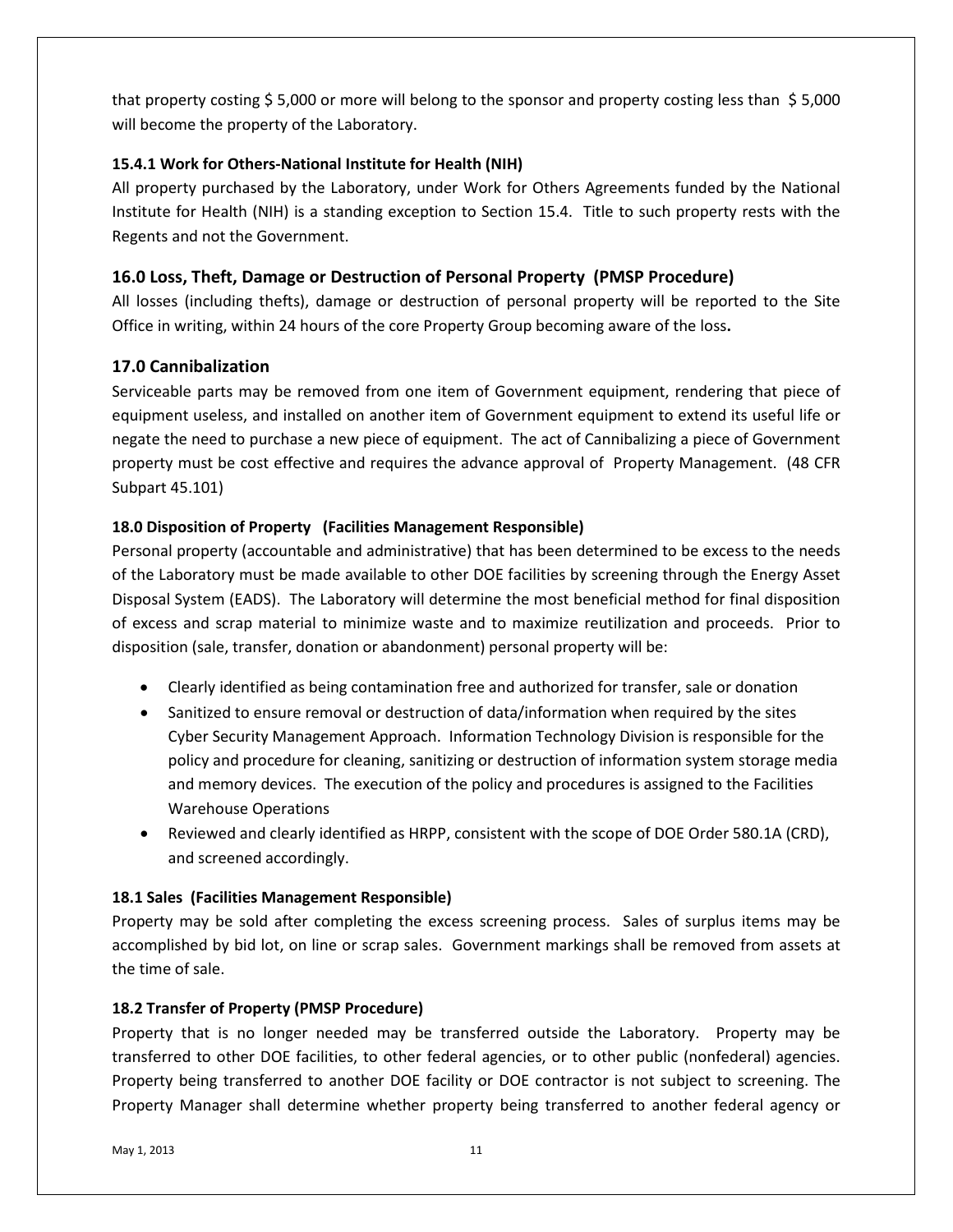that property costing $ 5,000 or more will belong to the sponsor and property costing less than $ 5,000 will become the property of the Laboratory.

#### 15.4.1 Work for Others-National Institute for Health (NIH)

All property purchased by the Laboratory, under Work for Others Agreements funded by the National Institute for Health (NIH) is a standing exception to Section 15.4. Title to such property rests with the Regents and not the Government.

## 16.0 Loss, Theft, Damage or Destruction of Personal Property (PMSP Procedure)

All losses (including thefts), damage or destruction of personal property will be reported to the Site Office in writing, within 24 hours of the core Property Group becoming aware of the loss**.**

## 17.0 Cannibalization

Serviceable parts may be removed from one item of Government equipment, rendering that piece of equipment useless, and installed on another item of Government equipment to extend its useful life or negate the need to purchase a new piece of equipment. The act of Cannibalizing a piece of Government property must be cost effective and requires the advance approval of Property Management. (48 CFR Subpart 45.101)

#### 18.0 Disposition of Property (Facilities Management Responsible)

Personal property (accountable and administrative) that has been determined to be excess to the needs of the Laboratory must be made available to other DOE facilities by screening through the Energy Asset Disposal System (EADS). The Laboratory will determine the most beneficial method for final disposition of excess and scrap material to minimize waste and to maximize reutilization and proceeds. Prior to disposition (sale, transfer, donation or abandonment) personal property will be:

- Clearly identified as being contamination free and authorized for transfer, sale or donation
- Sanitized to ensure removal or destruction of data/information when required by the sites Cyber Security Management Approach. Information Technology Division is responsible for the policy and procedure for cleaning, sanitizing or destruction of information system storage media and memory devices. The execution of the policy and procedures is assigned to the Facilities Warehouse Operations
- Reviewed and clearly identified as HRPP, consistent with the scope of DOE Order 580.1A (CRD), and screened accordingly.

#### 18.1 Sales (Facilities Management Responsible)

Property may be sold after completing the excess screening process. Sales of surplus items may be accomplished by bid lot, on line or scrap sales. Government markings shall be removed from assets at the time of sale.

#### 18.2 Transfer of Property (PMSP Procedure)

Property that is no longer needed may be transferred outside the Laboratory. Property may be transferred to other DOE facilities, to other federal agencies, or to other public (nonfederal) agencies. Property being transferred to another DOE facility or DOE contractor is not subject to screening. The Property Manager shall determine whether property being transferred to another federal agency or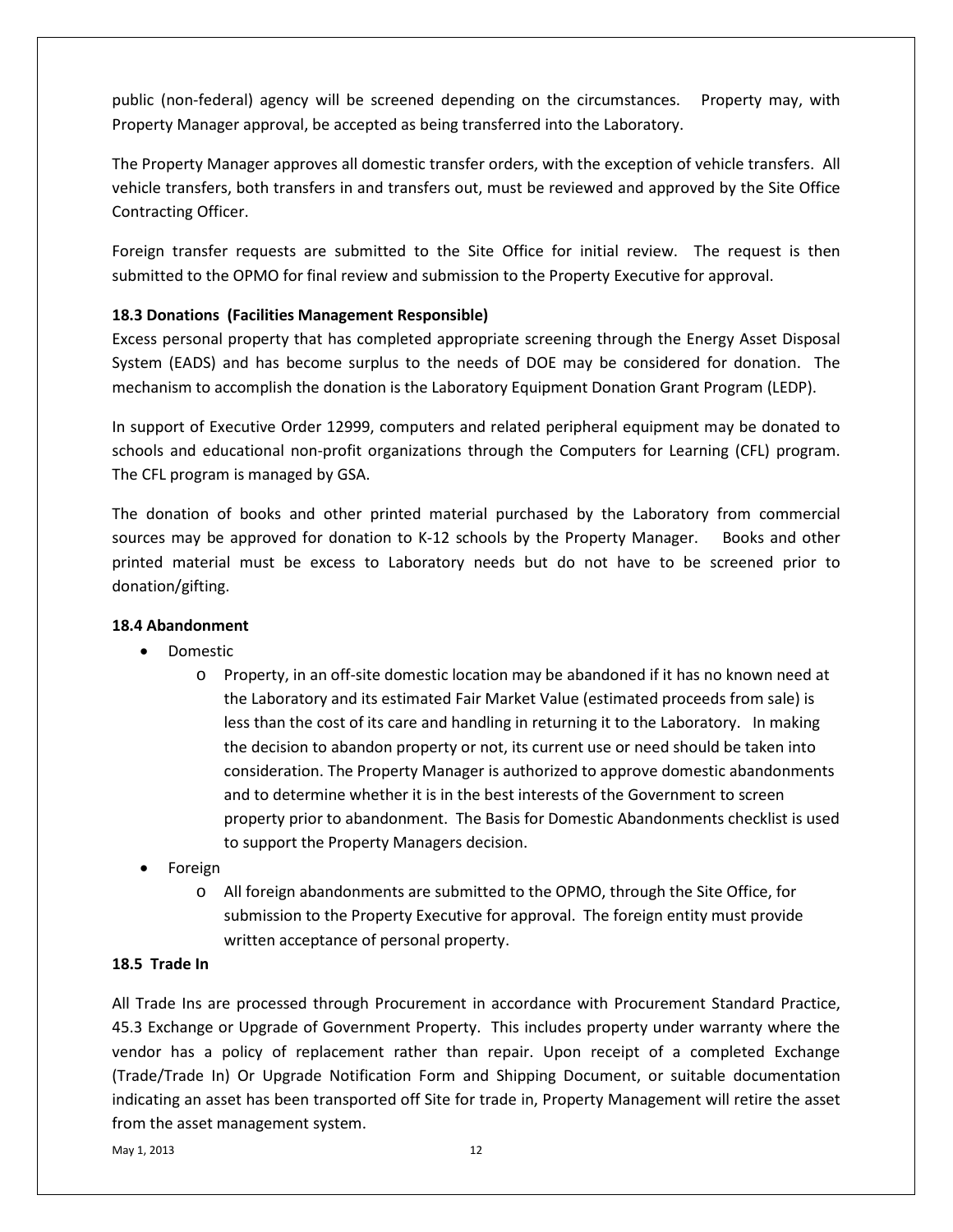public (non-federal) agency will be screened depending on the circumstances. Property may, with Property Manager approval, be accepted as being transferred into the Laboratory.

The Property Manager approves all domestic transfer orders, with the exception of vehicle transfers. All vehicle transfers, both transfers in and transfers out, must be reviewed and approved by the Site Office Contracting Officer.

Foreign transfer requests are submitted to the Site Office for initial review. The request is then submitted to the OPMO for final review and submission to the Property Executive for approval.

**18.3 Donations (Facilities Management Responsible)**

Excess personal property that has completed appropriate screening through the Energy Asset Disposal System (EADS) and has become surplus to the needs of DOE may be considered for donation. The mechanism to accomplish the donation is the Laboratory Equipment Donation Grant Program (LEDP).

In support of Executive Order 12999, computers and related peripheral equipment may be donated to schools and educational non-profit organizations through the Computers for Learning (CFL) program. The CFL program is managed by GSA.

The donation of books and other printed material purchased by the Laboratory from commercial sources may be approved for donation to K-12 schools by the Property Manager. Books and other printed material must be excess to Laboratory needs but do not have to be screened prior to donation/gifting.

**18.4 Abandonment**

- Domestic
  - Property, in an off-site domestic location may be abandoned if it has no known need at the Laboratory and its estimated Fair Market Value (estimated proceeds from sale) is less than the cost of its care and handling in returning it to the Laboratory. In making the decision to abandon property or not, its current use or need should be taken into consideration. The Property Manager is authorized to approve domestic abandonments and to determine whether it is in the best interests of the Government to screen property prior to abandonment. The Basis for Domestic Abandonments checklist is used to support the Property Managers decision.
- Foreign
  - All foreign abandonments are submitted to the OPMO, through the Site Office, for submission to the Property Executive for approval. The foreign entity must provide written acceptance of personal property.

**18.5 Trade In**

All Trade Ins are processed through Procurement in accordance with Procurement Standard Practice, 45.3 Exchange or Upgrade of Government Property. This includes property under warranty where the vendor has a policy of replacement rather than repair. Upon receipt of a completed Exchange (Trade/Trade In) Or Upgrade Notification Form and Shipping Document, or suitable documentation indicating an asset has been transported off Site for trade in, Property Management will retire the asset from the asset management system.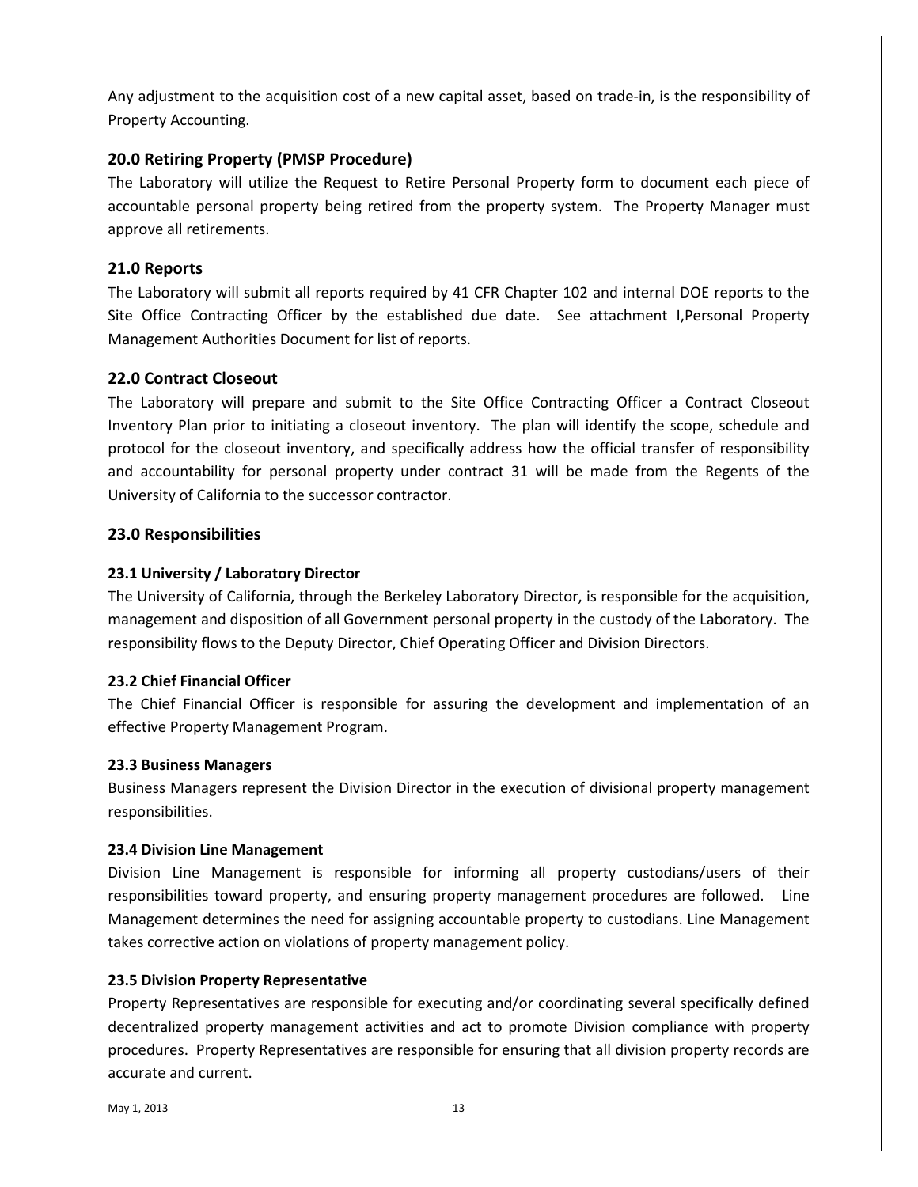Any adjustment to the acquisition cost of a new capital asset, based on trade-in, is the responsibility of Property Accounting.

## 20.0 Retiring Property (PMSP Procedure)

The Laboratory will utilize the Request to Retire Personal Property form to document each piece of accountable personal property being retired from the property system. The Property Manager must approve all retirements.

## 21.0 Reports

The Laboratory will submit all reports required by 41 CFR Chapter 102 and internal DOE reports to the Site Office Contracting Officer by the established due date. See attachment I,Personal Property Management Authorities Document for list of reports.

## 22.0 Contract Closeout

The Laboratory will prepare and submit to the Site Office Contracting Officer a Contract Closeout Inventory Plan prior to initiating a closeout inventory. The plan will identify the scope, schedule and protocol for the closeout inventory, and specifically address how the official transfer of responsibility and accountability for personal property under contract 31 will be made from the Regents of the University of California to the successor contractor.

## 23.0 Responsibilities

### 23.1 University / Laboratory Director

The University of California, through the Berkeley Laboratory Director, is responsible for the acquisition, management and disposition of all Government personal property in the custody of the Laboratory. The responsibility flows to the Deputy Director, Chief Operating Officer and Division Directors.

### 23.2 Chief Financial Officer

The Chief Financial Officer is responsible for assuring the development and implementation of an effective Property Management Program.

### 23.3 Business Managers

Business Managers represent the Division Director in the execution of divisional property management responsibilities.

### 23.4 Division Line Management

Division Line Management is responsible for informing all property custodians/users of their responsibilities toward property, and ensuring property management procedures are followed. Line Management determines the need for assigning accountable property to custodians. Line Management takes corrective action on violations of property management policy.

### 23.5 Division Property Representative

Property Representatives are responsible for executing and/or coordinating several specifically defined decentralized property management activities and act to promote Division compliance with property procedures. Property Representatives are responsible for ensuring that all division property records are accurate and current.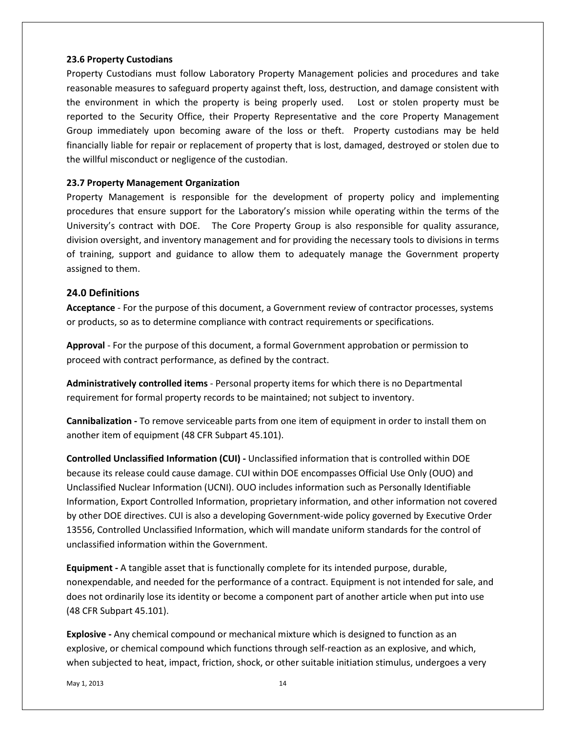### 23.6 Property Custodians

Property Custodians must follow Laboratory Property Management policies and procedures and take reasonable measures to safeguard property against theft, loss, destruction, and damage consistent with the environment in which the property is being properly used. Lost or stolen property must be reported to the Security Office, their Property Representative and the core Property Management Group immediately upon becoming aware of the loss or theft. Property custodians may be held financially liable for repair or replacement of property that is lost, damaged, destroyed or stolen due to the willful misconduct or negligence of the custodian.

### 23.7 Property Management Organization

Property Management is responsible for the development of property policy and implementing procedures that ensure support for the Laboratory's mission while operating within the terms of the University's contract with DOE. The Core Property Group is also responsible for quality assurance, division oversight, and inventory management and for providing the necessary tools to divisions in terms of training, support and guidance to allow them to adequately manage the Government property assigned to them.

## 24.0 Definitions

**Acceptance** - For the purpose of this document, a Government review of contractor processes, systems or products, so as to determine compliance with contract requirements or specifications.

**Approval** - For the purpose of this document, a formal Government approbation or permission to proceed with contract performance, as defined by the contract.

**Administratively controlled items** - Personal property items for which there is no Departmental requirement for formal property records to be maintained; not subject to inventory.

**Cannibalization -** To remove serviceable parts from one item of equipment in order to install them on another item of equipment (48 CFR Subpart 45.101).

**Controlled Unclassified Information (CUI) -** Unclassified information that is controlled within DOE because its release could cause damage. CUI within DOE encompasses Official Use Only (OUO) and Unclassified Nuclear Information (UCNI). OUO includes information such as Personally Identifiable Information, Export Controlled Information, proprietary information, and other information not covered by other DOE directives. CUI is also a developing Government-wide policy governed by Executive Order 13556, Controlled Unclassified Information, which will mandate uniform standards for the control of unclassified information within the Government.

**Equipment -** A tangible asset that is functionally complete for its intended purpose, durable, nonexpendable, and needed for the performance of a contract. Equipment is not intended for sale, and does not ordinarily lose its identity or become a component part of another article when put into use (48 CFR Subpart 45.101).

**Explosive -** Any chemical compound or mechanical mixture which is designed to function as an explosive, or chemical compound which functions through self-reaction as an explosive, and which, when subjected to heat, impact, friction, shock, or other suitable initiation stimulus, undergoes a very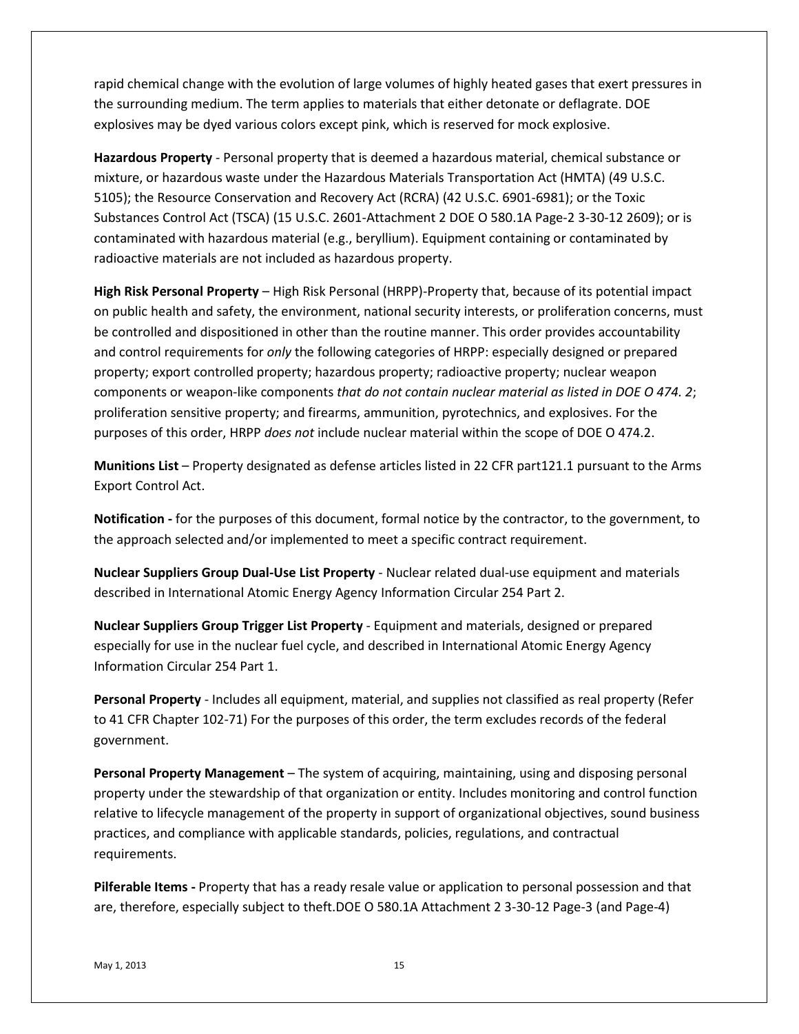rapid chemical change with the evolution of large volumes of highly heated gases that exert pressures in the surrounding medium. The term applies to materials that either detonate or deflagrate. DOE explosives may be dyed various colors except pink, which is reserved for mock explosive.

**Hazardous Property** - Personal property that is deemed a hazardous material, chemical substance or mixture, or hazardous waste under the Hazardous Materials Transportation Act (HMTA) (49 U.S.C. 5105); the Resource Conservation and Recovery Act (RCRA) (42 U.S.C. 6901-6981); or the Toxic Substances Control Act (TSCA) (15 U.S.C. 2601-Attachment 2 DOE O 580.1A Page-2 3-30-12 2609); or is contaminated with hazardous material (e.g., beryllium). Equipment containing or contaminated by radioactive materials are not included as hazardous property.

**High Risk Personal Property** – High Risk Personal (HRPP)-Property that, because of its potential impact on public health and safety, the environment, national security interests, or proliferation concerns, must be controlled and dispositioned in other than the routine manner. This order provides accountability and control requirements for *only* the following categories of HRPP: especially designed or prepared property; export controlled property; hazardous property; radioactive property; nuclear weapon components or weapon-like components *that do not contain nuclear material as listed in DOE O 474. 2*; proliferation sensitive property; and firearms, ammunition, pyrotechnics, and explosives. For the purposes of this order, HRPP *does not* include nuclear material within the scope of DOE O 474.2.

**Munitions List** – Property designated as defense articles listed in 22 CFR part121.1 pursuant to the Arms Export Control Act.

**Notification -** for the purposes of this document, formal notice by the contractor, to the government, to the approach selected and/or implemented to meet a specific contract requirement.

**Nuclear Suppliers Group Dual-Use List Property** - Nuclear related dual-use equipment and materials described in International Atomic Energy Agency Information Circular 254 Part 2.

**Nuclear Suppliers Group Trigger List Property** - Equipment and materials, designed or prepared especially for use in the nuclear fuel cycle, and described in International Atomic Energy Agency Information Circular 254 Part 1.

**Personal Property** - Includes all equipment, material, and supplies not classified as real property (Refer to 41 CFR Chapter 102-71) For the purposes of this order, the term excludes records of the federal government.

**Personal Property Management** – The system of acquiring, maintaining, using and disposing personal property under the stewardship of that organization or entity. Includes monitoring and control function relative to lifecycle management of the property in support of organizational objectives, sound business practices, and compliance with applicable standards, policies, regulations, and contractual requirements.

**Pilferable Items -** Property that has a ready resale value or application to personal possession and that are, therefore, especially subject to theft.DOE O 580.1A Attachment 2 3-30-12 Page-3 (and Page-4)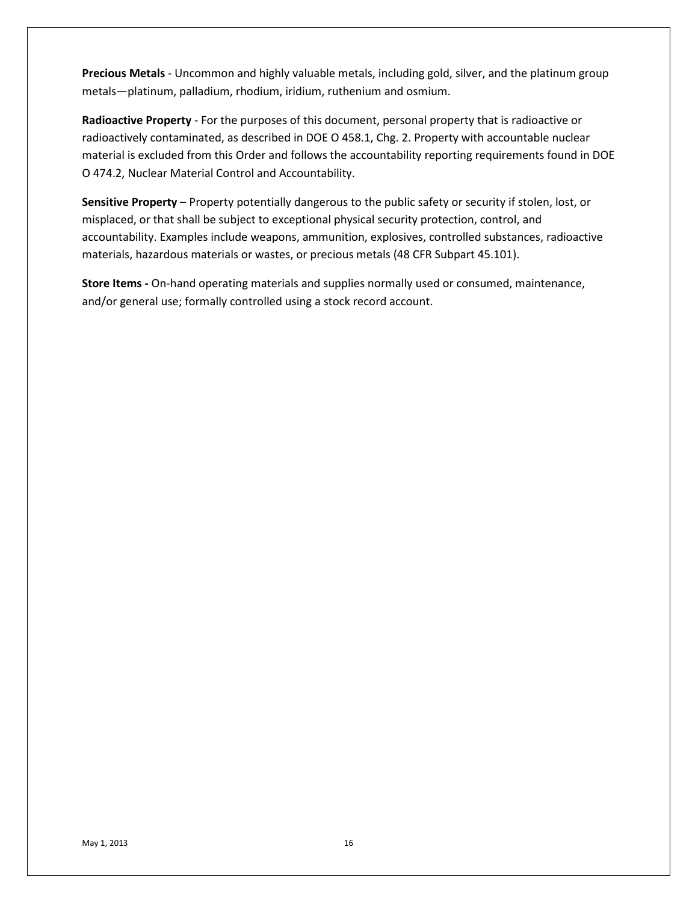**Precious Metals** - Uncommon and highly valuable metals, including gold, silver, and the platinum group metals—platinum, palladium, rhodium, iridium, ruthenium and osmium.

**Radioactive Property** - For the purposes of this document, personal property that is radioactive or radioactively contaminated, as described in DOE O 458.1, Chg. 2. Property with accountable nuclear material is excluded from this Order and follows the accountability reporting requirements found in DOE O 474.2, Nuclear Material Control and Accountability.

**Sensitive Property** – Property potentially dangerous to the public safety or security if stolen, lost, or misplaced, or that shall be subject to exceptional physical security protection, control, and accountability. Examples include weapons, ammunition, explosives, controlled substances, radioactive materials, hazardous materials or wastes, or precious metals (48 CFR Subpart 45.101).

**Store Items -** On-hand operating materials and supplies normally used or consumed, maintenance, and/or general use; formally controlled using a stock record account.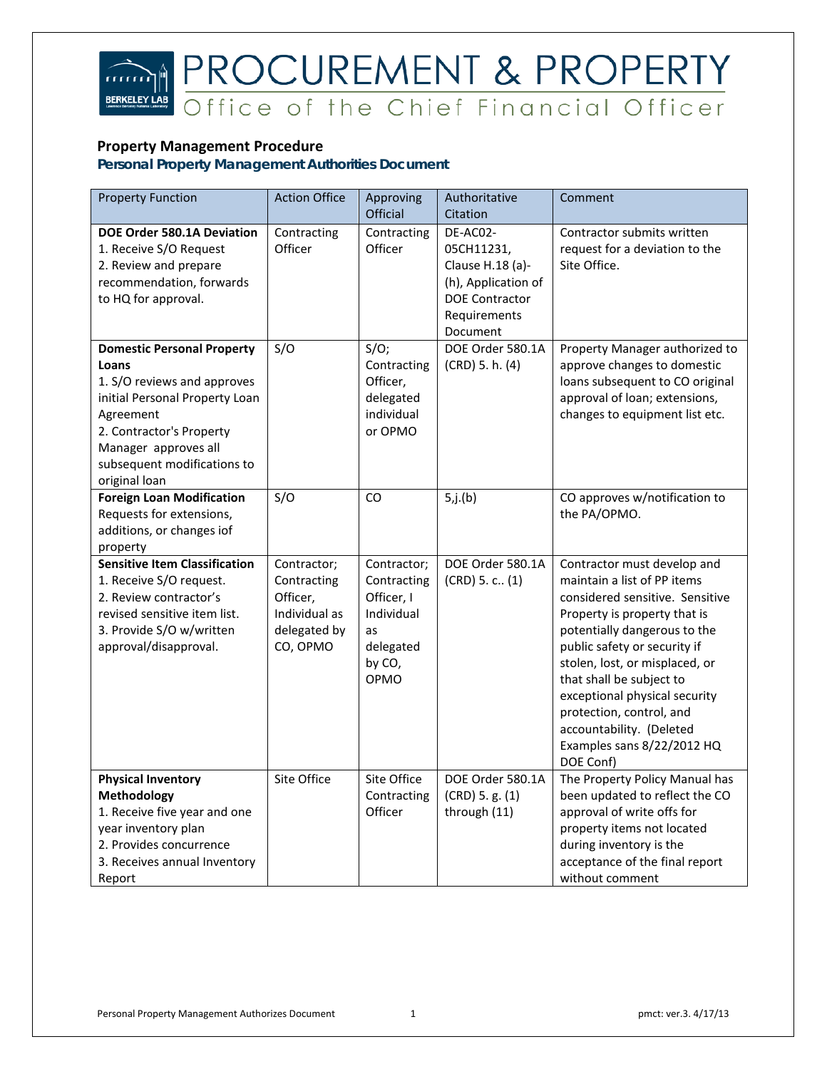PROCUREMENT & PROPERTY

Office of the Chief Financial Officer

**Property Management Procedure**

***Personal Property Management Authorities Document***

| Property Function | Action Office | Approving Official | Authoritative Citation | Comment |
|---|---|---|---|---|
| **DOE Order 580.1A Deviation**<br>1. Receive S/O Request<br>2. Review and prepare recommendation, forwards to HQ for approval. | Contracting Officer | Contracting Officer | DE-AC02-05CH11231, Clause H.18 (a)-(h), Application of DOE Contractor Requirements Document | Contractor submits written request for a deviation to the Site Office. |
| **Domestic Personal Property Loans**<br>1. S/O reviews and approves initial Personal Property Loan Agreement<br>2. Contractor's Property Manager approves all subsequent modifications to original loan | S/O | S/O; Contracting Officer, delegated individual or OPMO | DOE Order 580.1A (CRD) 5. h. (4) | Property Manager authorized to approve changes to domestic loans subsequent to CO original approval of loan; extensions, changes to equipment list etc. |
| **Foreign Loan Modification**<br>Requests for extensions, additions, or changes iof property | S/O | CO | 5,j.(b) | CO approves w/notification to the PA/OPMO. |
| **Sensitive Item Classification**<br>1. Receive S/O request.<br>2. Review contractor's revised sensitive item list.<br>3. Provide S/O w/written approval/disapproval. | Contractor; Contracting Officer, Individual as delegated by CO, OPMO | Contractor; Contracting Officer, I Individual as delegated by CO, OPMO | DOE Order 580.1A (CRD) 5. c.. (1) | Contractor must develop and maintain a list of PP items considered sensitive. Sensitive Property is property that is potentially dangerous to the public safety or security if stolen, lost, or misplaced, or that shall be subject to exceptional physical security protection, control, and accountability. (Deleted Examples sans 8/22/2012 HQ DOE Conf) |
| **Physical Inventory Methodology**<br>1. Receive five year and one year inventory plan<br>2. Provides concurrence<br>3. Receives annual Inventory Report | Site Office | Site Office Contracting Officer | DOE Order 580.1A (CRD) 5. g. (1) through (11) | The Property Policy Manual has been updated to reflect the CO approval of write offs for property items not located during inventory is the acceptance of the final report without comment |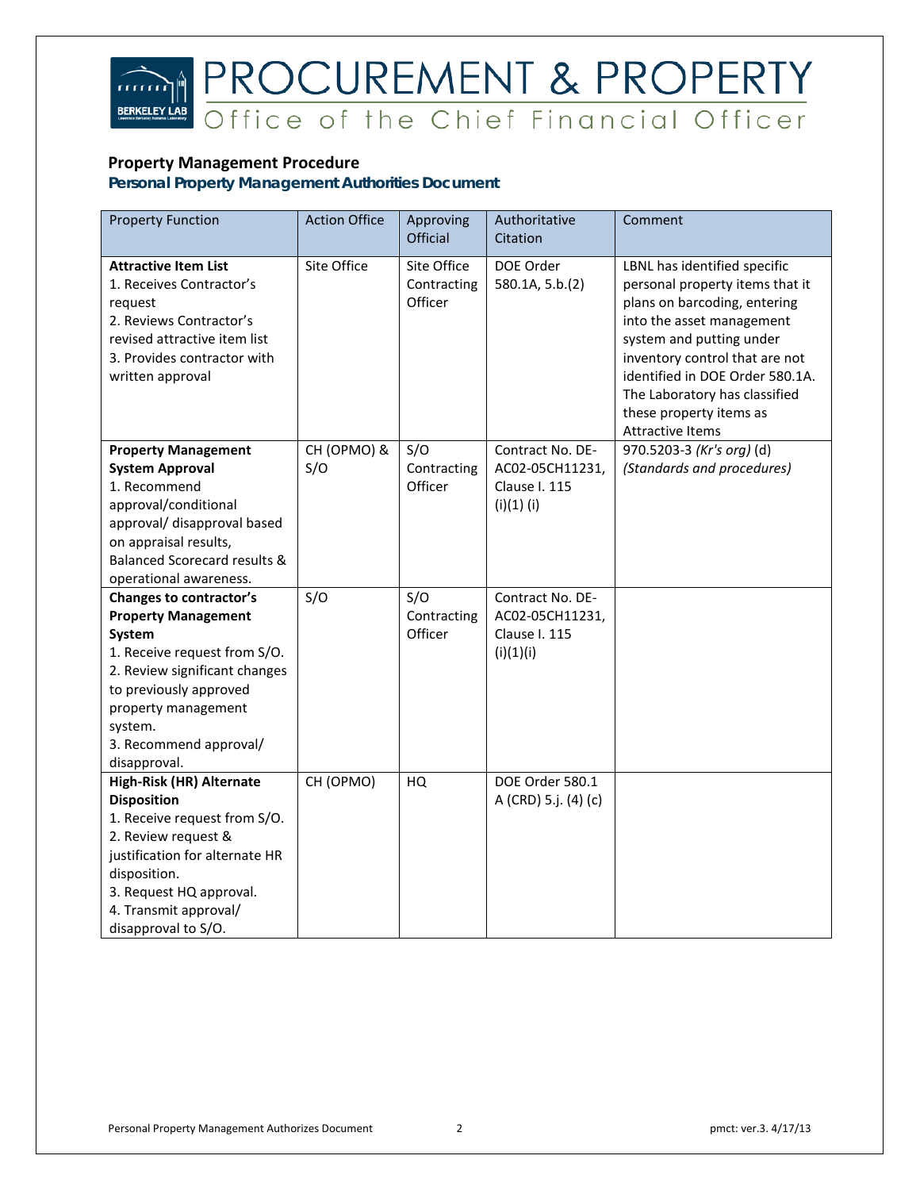# PROCUREMENT & PROPERTY

Office of the Chief Financial Officer

**Property Management Procedure**

***Personal Property Management Authorities Document***

| Property Function | Action Office | Approving Official | Authoritative Citation | Comment |
|---|---|---|---|---|
| **Attractive Item List**<br>1. Receives Contractor's request<br>2. Reviews Contractor's revised attractive item list<br>3. Provides contractor with written approval | Site Office | Site Office Contracting Officer | DOE Order 580.1A, 5.b.(2) | LBNL has identified specific personal property items that it plans on barcoding, entering into the asset management system and putting under inventory control that are not identified in DOE Order 580.1A. The Laboratory has classified these property items as Attractive Items |
| **Property Management System Approval**<br>1. Recommend approval/conditional approval/ disapproval based on appraisal results, Balanced Scorecard results & operational awareness. | CH (OPMO) & S/O | S/O Contracting Officer | Contract No. DE-AC02-05CH11231, Clause I. 115 (i)(1) (i) | 970.5203-3 *(Kr's org)* (d) *(Standards and procedures)* |
| **Changes to contractor's Property Management System**<br>1. Receive request from S/O.<br>2. Review significant changes to previously approved property management system.<br>3. Recommend approval/ disapproval. | S/O | S/O Contracting Officer | Contract No. DE-AC02-05CH11231, Clause I. 115 (i)(1)(i) | |
| **High-Risk (HR) Alternate Disposition**<br>1. Receive request from S/O.<br>2. Review request & justification for alternate HR disposition.<br>3. Request HQ approval.<br>4. Transmit approval/ disapproval to S/O. | CH (OPMO) | HQ | DOE Order 580.1 A (CRD) 5.j. (4) (c) | |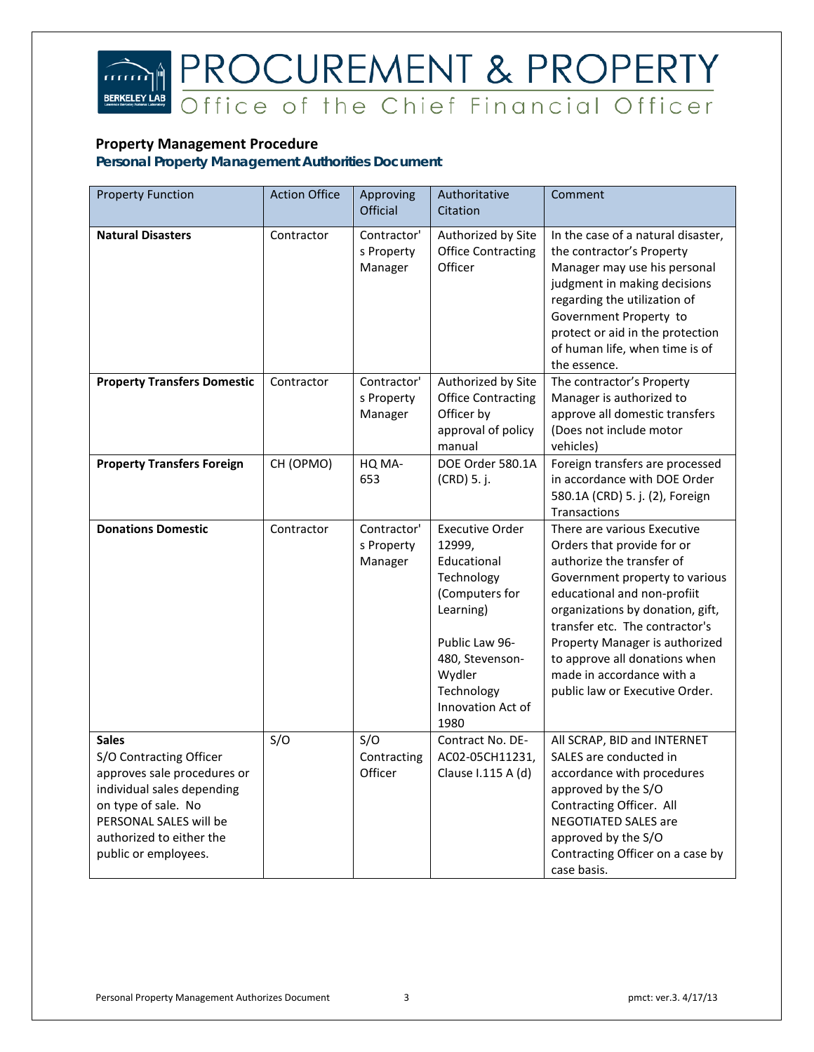## Property Management Procedure

### *Personal Property Management Authorities Document*

| Property Function | Action Office | Approving Official | Authoritative Citation | Comment |
|---|---|---|---|---|
| **Natural Disasters** | Contractor | Contractor's Property Manager | Authorized by Site Office Contracting Officer | In the case of a natural disaster, the contractor's Property Manager may use his personal judgment in making decisions regarding the utilization of Government Property to protect or aid in the protection of human life, when time is of the essence. |
| **Property Transfers Domestic** | Contractor | Contractor's Property Manager | Authorized by Site Office Contracting Officer by approval of policy manual | The contractor's Property Manager is authorized to approve all domestic transfers (Does not include motor vehicles) |
| **Property Transfers Foreign** | CH (OPMO) | HQ MA-653 | DOE Order 580.1A (CRD) 5. j. | Foreign transfers are processed in accordance with DOE Order 580.1A (CRD) 5. j. (2), Foreign Transactions |
| **Donations Domestic** | Contractor | Contractor's Property Manager | Executive Order 12999, Educational Technology (Computers for Learning)<br><br>Public Law 96-480, Stevenson-Wydler Technology Innovation Act of 1980 | There are various Executive Orders that provide for or authorize the transfer of Government property to various educational and non-profiit organizations by donation, gift, transfer etc. The contractor's Property Manager is authorized to approve all donations when made in accordance with a public law or Executive Order. |
| **Sales**<br>S/O Contracting Officer approves sale procedures or individual sales depending on type of sale. No PERSONAL SALES will be authorized to either the public or employees. | S/O | S/O Contracting Officer | Contract No. DE-AC02-05CH11231, Clause I.115 A (d) | All SCRAP, BID and INTERNET SALES are conducted in accordance with procedures approved by the S/O Contracting Officer. All NEGOTIATED SALES are approved by the S/O Contracting Officer on a case by case basis. |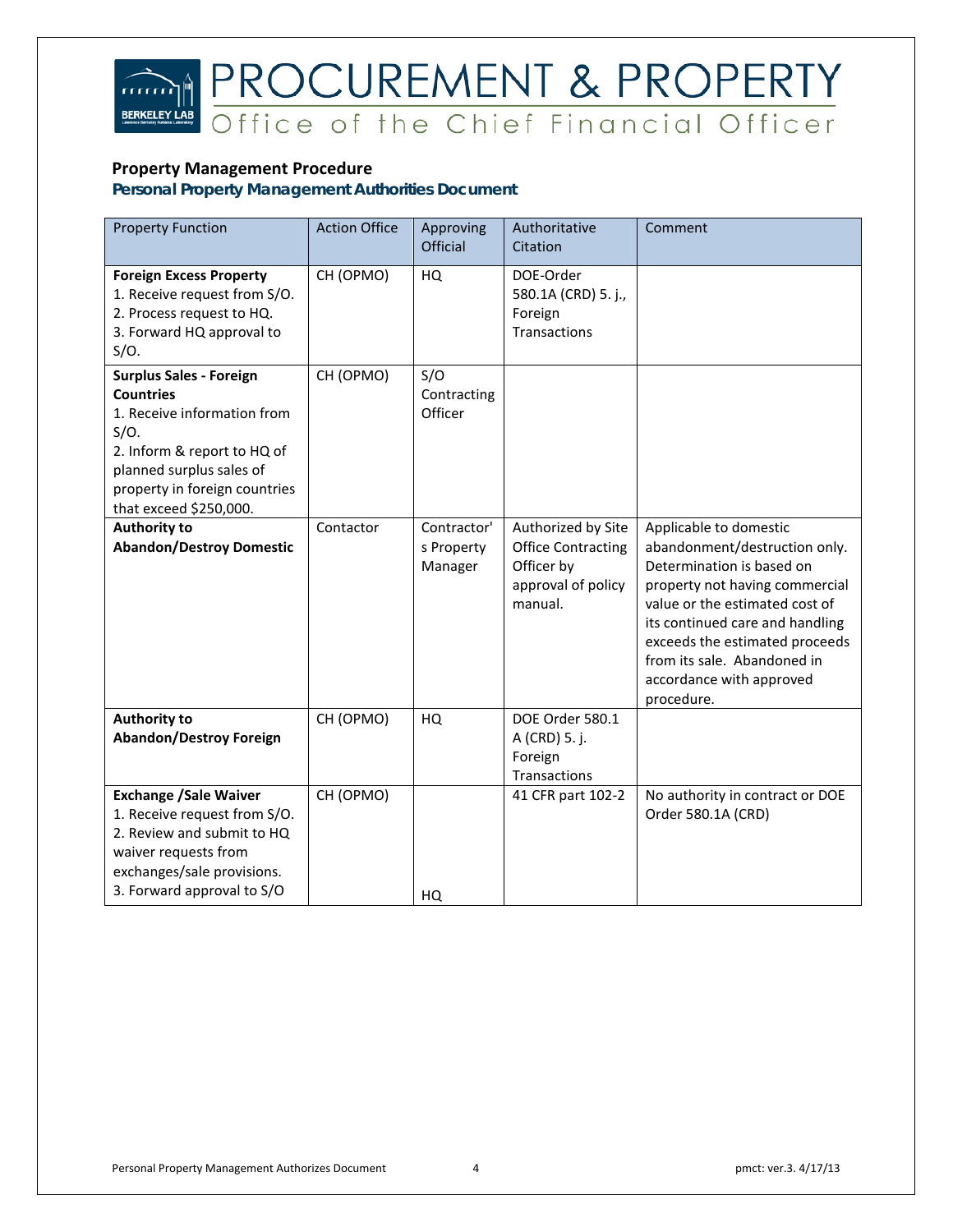# PROCUREMENT & PROPERTY

Office of the Chief Financial Officer

**Property Management Procedure**

***Personal Property Management Authorities Document***

| Property Function | Action Office | Approving Official | Authoritative Citation | Comment |
|---|---|---|---|---|
| **Foreign Excess Property**<br>1. Receive request from S/O.<br>2. Process request to HQ.<br>3. Forward HQ approval to S/O. | CH (OPMO) | HQ | DOE-Order 580.1A (CRD) 5. j., Foreign Transactions | |
| **Surplus Sales - Foreign Countries**<br>1. Receive information from S/O.<br>2. Inform & report to HQ of planned surplus sales of property in foreign countries that exceed $250,000. | CH (OPMO) | S/O Contracting Officer | | |
| **Authority to Abandon/Destroy Domestic** | Contactor | Contractor's Property Manager | Authorized by Site Office Contracting Officer by approval of policy manual. | Applicable to domestic abandonment/destruction only. Determination is based on property not having commercial value or the estimated cost of its continued care and handling exceeds the estimated proceeds from its sale. Abandoned in accordance with approved procedure. |
| **Authority to Abandon/Destroy Foreign** | CH (OPMO) | HQ | DOE Order 580.1 A (CRD) 5. j. Foreign Transactions | |
| **Exchange /Sale Waiver**<br>1. Receive request from S/O.<br>2. Review and submit to HQ waiver requests from exchanges/sale provisions.<br>3. Forward approval to S/O | CH (OPMO) | HQ | 41 CFR part 102-2 | No authority in contract or DOE Order 580.1A (CRD) |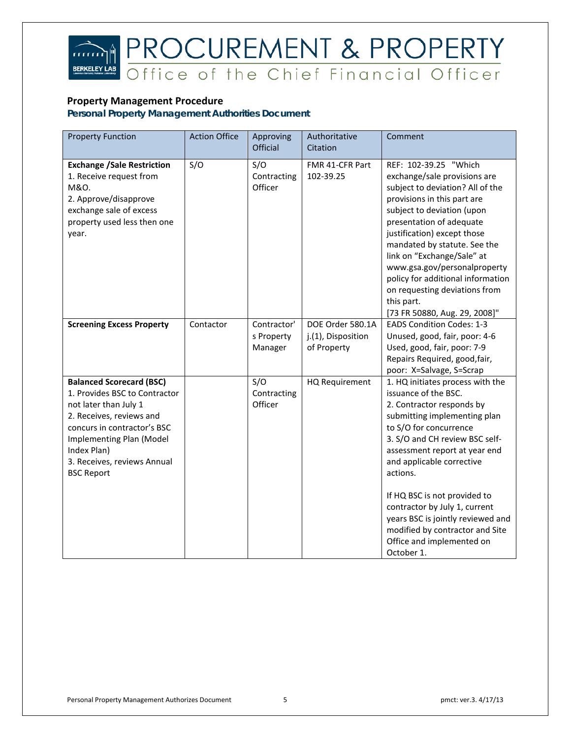**Property Management Procedure**

***Personal Property Management Authorities Document***

| Property Function | Action Office | Approving Official | Authoritative Citation | Comment |
|---|---|---|---|---|
| **Exchange /Sale Restriction**<br>1. Receive request from M&O.<br>2. Approve/disapprove exchange sale of excess property used less then one year. | S/O | S/O Contracting Officer | FMR 41-CFR Part 102-39.25 | REF: 102-39.25 "Which exchange/sale provisions are subject to deviation? All of the provisions in this part are subject to deviation (upon presentation of adequate justification) except those mandated by statute. See the link on "Exchange/Sale" at www.gsa.gov/personalproperty policy for additional information on requesting deviations from this part.<br>[73 FR 50880, Aug. 29, 2008]" |
| **Screening Excess Property** | Contactor | Contractor's Property Manager | DOE Order 580.1A j.(1), Disposition of Property | EADS Condition Codes: 1-3 Unused, good, fair, poor: 4-6 Used, good, fair, poor: 7-9 Repairs Required, good,fair, poor: X=Salvage, S=Scrap |
| **Balanced Scorecard (BSC)**<br>1. Provides BSC to Contractor not later than July 1<br>2. Receives, reviews and concurs in contractor's BSC Implementing Plan (Model Index Plan)<br>3. Receives, reviews Annual BSC Report | | S/O Contracting Officer | HQ Requirement | 1. HQ initiates process with the issuance of the BSC.<br>2. Contractor responds by submitting implementing plan to S/O for concurrence<br>3. S/O and CH review BSC self-assessment report at year end and applicable corrective actions.<br><br>If HQ BSC is not provided to contractor by July 1, current years BSC is jointly reviewed and modified by contractor and Site Office and implemented on October 1. |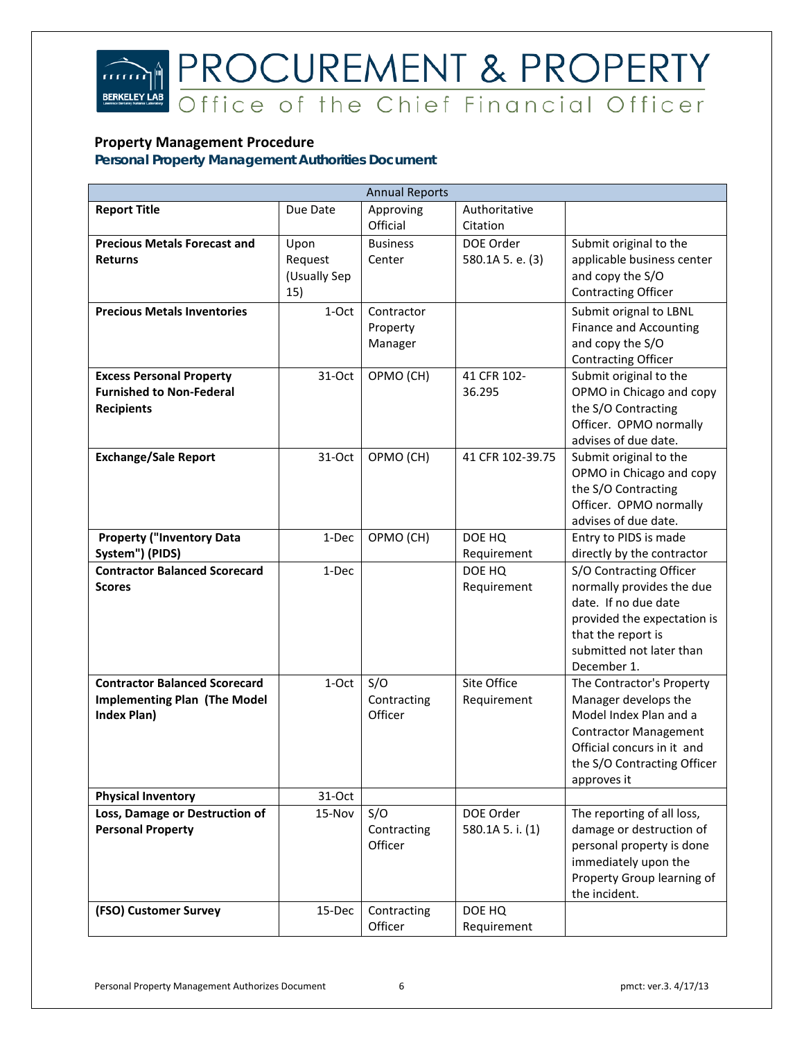PROCUREMENT & PROPERTY

Office of the Chief Financial Officer

**Property Management Procedure**

***Personal Property Management Authorities Document***

| Annual Reports | | | | |
|---|---|---|---|---|
| **Report Title** | Due Date | Approving Official | Authoritative Citation | |
| **Precious Metals Forecast and Returns** | Upon Request (Usually Sep 15) | Business Center | DOE Order 580.1A 5. e. (3) | Submit original to the applicable business center and copy the S/O Contracting Officer |
| **Precious Metals Inventories** | 1-Oct | Contractor Property Manager | | Submit orignal to LBNL Finance and Accounting and copy the S/O Contracting Officer |
| **Excess Personal Property Furnished to Non-Federal Recipients** | 31-Oct | OPMO (CH) | 41 CFR 102-36.295 | Submit original to the OPMO in Chicago and copy the S/O Contracting Officer. OPMO normally advises of due date. |
| **Exchange/Sale Report** | 31-Oct | OPMO (CH) | 41 CFR 102-39.75 | Submit original to the OPMO in Chicago and copy the S/O Contracting Officer. OPMO normally advises of due date. |
| **Property ("Inventory Data System") (PIDS)** | 1-Dec | OPMO (CH) | DOE HQ Requirement | Entry to PIDS is made directly by the contractor |
| **Contractor Balanced Scorecard Scores** | 1-Dec | | DOE HQ Requirement | S/O Contracting Officer normally provides the due date. If no due date provided the expectation is that the report is submitted not later than December 1. |
| **Contractor Balanced Scorecard Implementing Plan (The Model Index Plan)** | 1-Oct | S/O Contracting Officer | Site Office Requirement | The Contractor's Property Manager develops the Model Index Plan and a Contractor Management Official concurs in it and the S/O Contracting Officer approves it |
| **Physical Inventory** | 31-Oct | | | |
| **Loss, Damage or Destruction of Personal Property** | 15-Nov | S/O Contracting Officer | DOE Order 580.1A 5. i. (1) | The reporting of all loss, damage or destruction of personal property is done immediately upon the Property Group learning of the incident. |
| **(FSO) Customer Survey** | 15-Dec | Contracting Officer | DOE HQ Requirement | |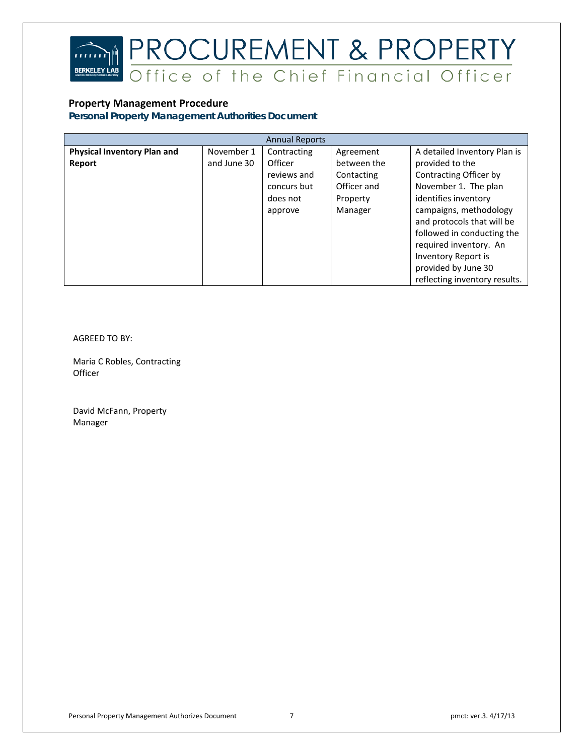# PROCUREMENT & PROPERTY

## Office of the Chief Financial Officer

**Property Management Procedure**

***Personal Property Management Authorities Document***

| Annual Reports | | | | |
|---|---|---|---|---|
| **Physical Inventory Plan and Report** | November 1 and June 30 | Contracting Officer reviews and concurs but does not approve | Agreement between the Contacting Officer and Property Manager | A detailed Inventory Plan is provided to the Contracting Officer by November 1. The plan identifies inventory campaigns, methodology and protocols that will be followed in conducting the required inventory. An Inventory Report is provided by June 30 reflecting inventory results. |

AGREED TO BY:

Maria C Robles, Contracting Officer

David McFann, Property Manager